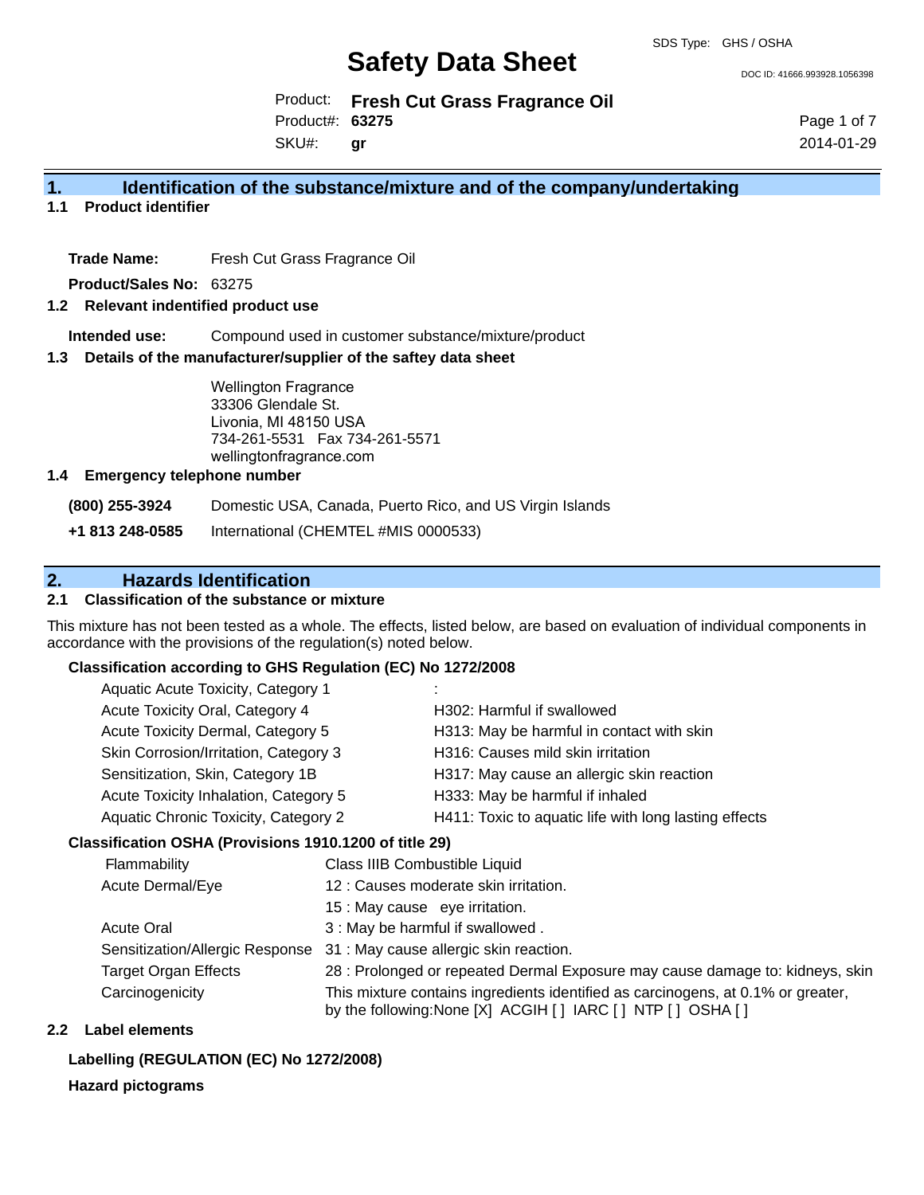# Safety Data Sheet

SDS Type: GHS / OSHA

DOC ID: 41666.993928.1056398

Product: **Fresh Cut Grass Fragrance Oil**
Product#: **63275**
SKU#: **gr**

2014-01-29

## 1. Identification of the substance/mixture and of the company/undertaking

### 1.1 Product identifier

**Trade Name:** Fresh Cut Grass Fragrance Oil

**Product/Sales No:** 63275

### 1.2 Relevant identified product use

**Intended use:** Compound used in customer substance/mixture/product

### 1.3 Details of the manufacturer/supplier of the saftey data sheet

Wellington Fragrance
33306 Glendale St.
Livonia, MI 48150 USA
734-261-5531 Fax 734-261-5571
wellingtonfragrance.com

### 1.4 Emergency telephone number

**(800) 255-3924** Domestic USA, Canada, Puerto Rico, and US Virgin Islands

**+1 813 248-0585** International (CHEMTEL #MIS 0000533)

## 2. Hazards Identification

### 2.1 Classification of the substance or mixture

This mixture has not been tested as a whole. The effects, listed below, are based on evaluation of individual components in accordance with the provisions of the regulation(s) noted below.

**Classification according to GHS Regulation (EC) No 1272/2008**

| | |
|---|---|
| Aquatic Acute Toxicity, Category 1 | : |
| Acute Toxicity Oral, Category 4 | H302: Harmful if swallowed |
| Acute Toxicity Dermal, Category 5 | H313: May be harmful in contact with skin |
| Skin Corrosion/Irritation, Category 3 | H316: Causes mild skin irritation |
| Sensitization, Skin, Category 1B | H317: May cause an allergic skin reaction |
| Acute Toxicity Inhalation, Category 5 | H333: May be harmful if inhaled |
| Aquatic Chronic Toxicity, Category 2 | H411: Toxic to aquatic life with long lasting effects |

**Classification OSHA (Provisions 1910.1200 of title 29)**

| | |
|---|---|
| Flammability | Class IIIB Combustible Liquid |
| Acute Dermal/Eye | 12 : Causes moderate skin irritation. |
| | 15 : May cause eye irritation. |
| Acute Oral | 3 : May be harmful if swallowed . |
| Sensitization/Allergic Response | 31 : May cause allergic skin reaction. |
| Target Organ Effects | 28 : Prolonged or repeated Dermal Exposure may cause damage to: kidneys, skin |
| Carcinogenicity | This mixture contains ingredients identified as carcinogens, at 0.1% or greater, by the following:None [X] ACGIH [ ] IARC [ ] NTP [ ] OSHA [ ] |

### 2.2 Label elements

**Labelling (REGULATION (EC) No 1272/2008)**

**Hazard pictograms**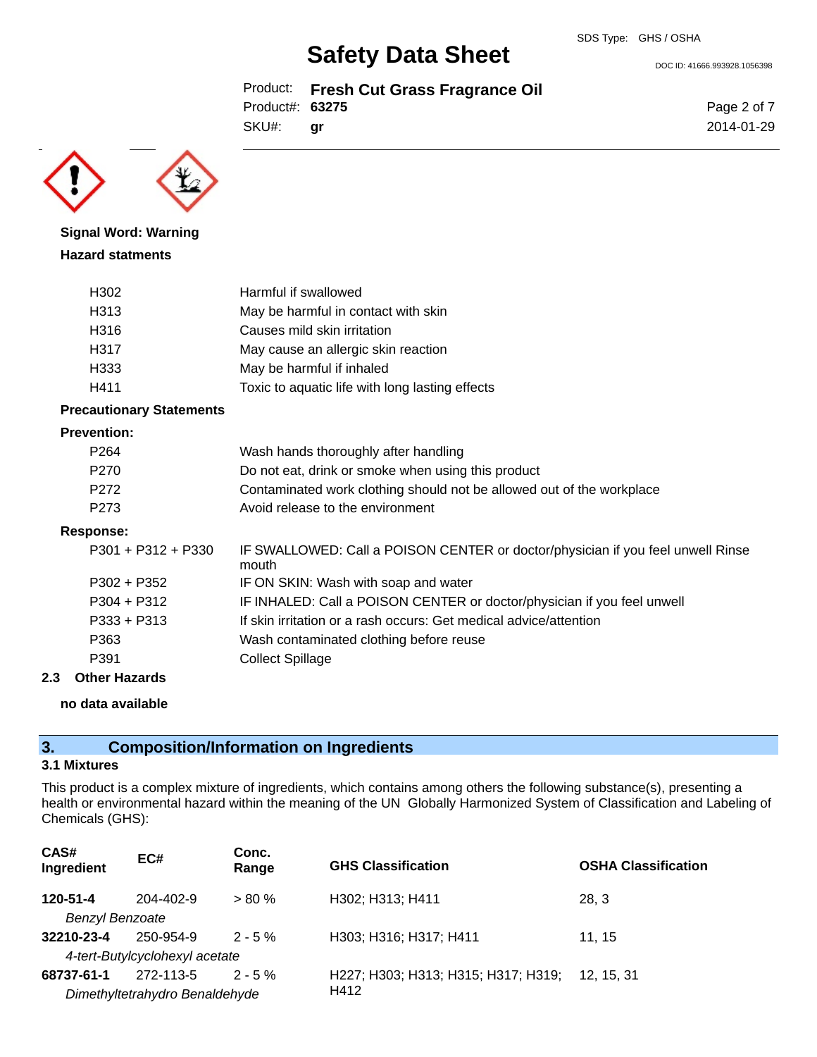**Signal Word: Warning**

**Hazard statments**

| | |
|---|---|
| H302 | Harmful if swallowed |
| H313 | May be harmful in contact with skin |
| H316 | Causes mild skin irritation |
| H317 | May cause an allergic skin reaction |
| H333 | May be harmful if inhaled |
| H411 | Toxic to aquatic life with long lasting effects |

**Precautionary Statements**

**Prevention:**

| | |
|---|---|
| P264 | Wash hands thoroughly after handling |
| P270 | Do not eat, drink or smoke when using this product |
| P272 | Contaminated work clothing should not be allowed out of the workplace |
| P273 | Avoid release to the environment |

**Response:**

| | |
|---|---|
| P301 + P312 + P330 | IF SWALLOWED: Call a POISON CENTER or doctor/physician if you feel unwell Rinse mouth |
| P302 + P352 | IF ON SKIN: Wash with soap and water |
| P304 + P312 | IF INHALED: Call a POISON CENTER or doctor/physician if you feel unwell |
| P333 + P313 | If skin irritation or a rash occurs: Get medical advice/attention |
| P363 | Wash contaminated clothing before reuse |
| P391 | Collect Spillage |

### 2.3 Other Hazards

**no data available**

## 3. Composition/Information on Ingredients

### 3.1 Mixtures

This product is a complex mixture of ingredients, which contains among others the following substance(s), presenting a health or environmental hazard within the meaning of the UN Globally Harmonized System of Classification and Labeling of Chemicals (GHS):

| CAS# Ingredient | EC# | Conc. Range | GHS Classification | OSHA Classification |
|---|---|---|---|---|
| **120-51-4** *Benzyl Benzoate* | 204-402-9 | > 80 % | H302; H313; H411 | 28, 3 |
| **32210-23-4** *4-tert-Butylcyclohexyl acetate* | 250-954-9 | 2 - 5 % | H303; H316; H317; H411 | 11, 15 |
| **68737-61-1** *Dimethyltetrahydro Benaldehyde* | 272-113-5 | 2 - 5 % | H227; H303; H313; H315; H317; H319; H412 | 12, 15, 31 |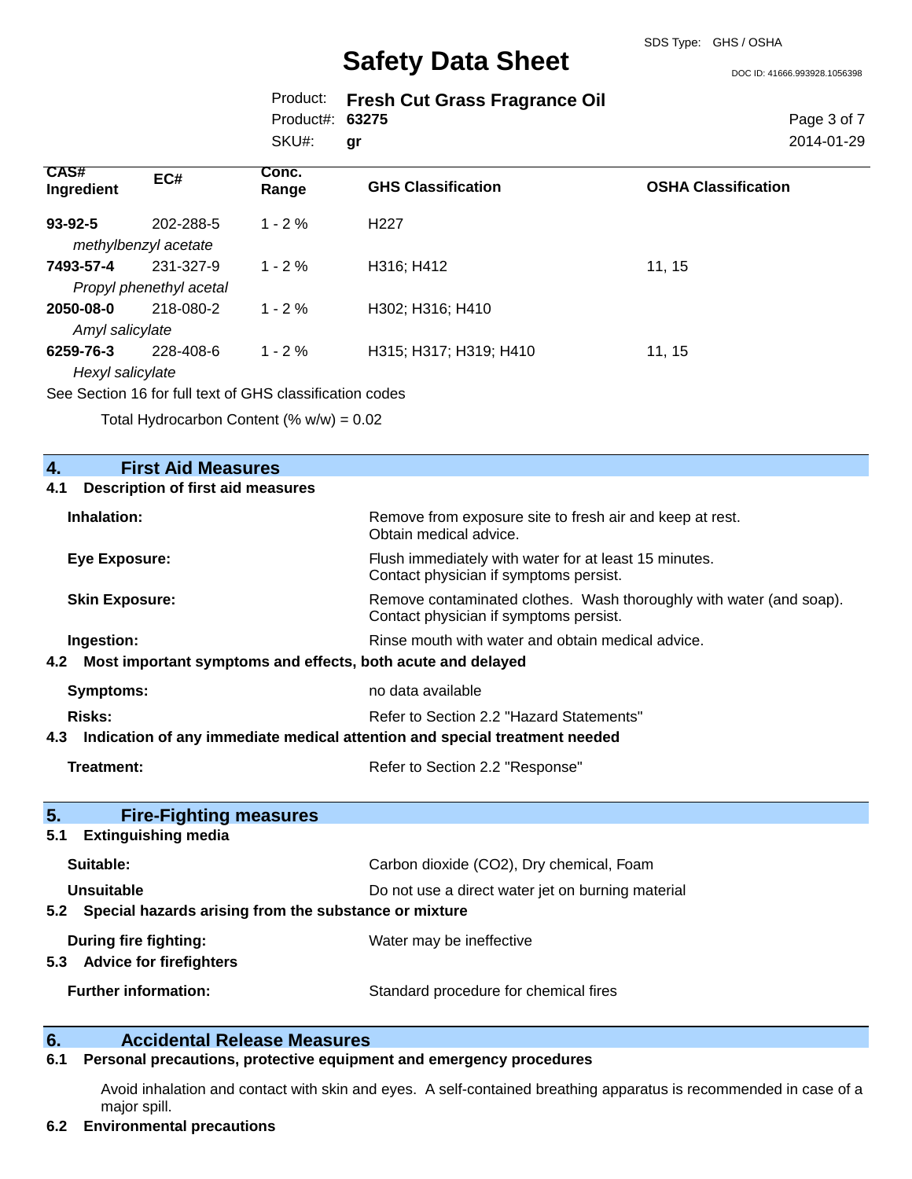| CAS# Ingredient | EC# | Conc. Range | GHS Classification | OSHA Classification |
|---|---|---|---|---|
| **93-92-5** *methylbenzyl acetate* | 202-288-5 | 1 - 2 % | H227 | |
| **7493-57-4** *Propyl phenethyl acetal* | 231-327-9 | 1 - 2 % | H316; H412 | 11, 15 |
| **2050-08-0** *Amyl salicylate* | 218-080-2 | 1 - 2 % | H302; H316; H410 | |
| **6259-76-3** *Hexyl salicylate* | 228-408-6 | 1 - 2 % | H315; H317; H319; H410 | 11, 15 |

See Section 16 for full text of GHS classification codes

Total Hydrocarbon Content (% w/w) = 0.02

## 4. First Aid Measures

### 4.1 Description of first aid measures

**Inhalation:** Remove from exposure site to fresh air and keep at rest. Obtain medical advice.

**Eye Exposure:** Flush immediately with water for at least 15 minutes. Contact physician if symptoms persist.

**Skin Exposure:** Remove contaminated clothes. Wash thoroughly with water (and soap). Contact physician if symptoms persist.

**Ingestion:** Rinse mouth with water and obtain medical advice.

### 4.2 Most important symptoms and effects, both acute and delayed

**Symptoms:** no data available

**Risks:** Refer to Section 2.2 "Hazard Statements"

### 4.3 Indication of any immediate medical attention and special treatment needed

**Treatment:** Refer to Section 2.2 "Response"

## 5. Fire-Fighting measures

### 5.1 Extinguishing media

**Suitable:** Carbon dioxide (CO2), Dry chemical, Foam

**Unsuitable** Do not use a direct water jet on burning material

### 5.2 Special hazards arising from the substance or mixture

**During fire fighting:** Water may be ineffective

### 5.3 Advice for firefighters

**Further information:** Standard procedure for chemical fires

## 6. Accidental Release Measures

### 6.1 Personal precautions, protective equipment and emergency procedures

Avoid inhalation and contact with skin and eyes. A self-contained breathing apparatus is recommended in case of a major spill.

### 6.2 Environmental precautions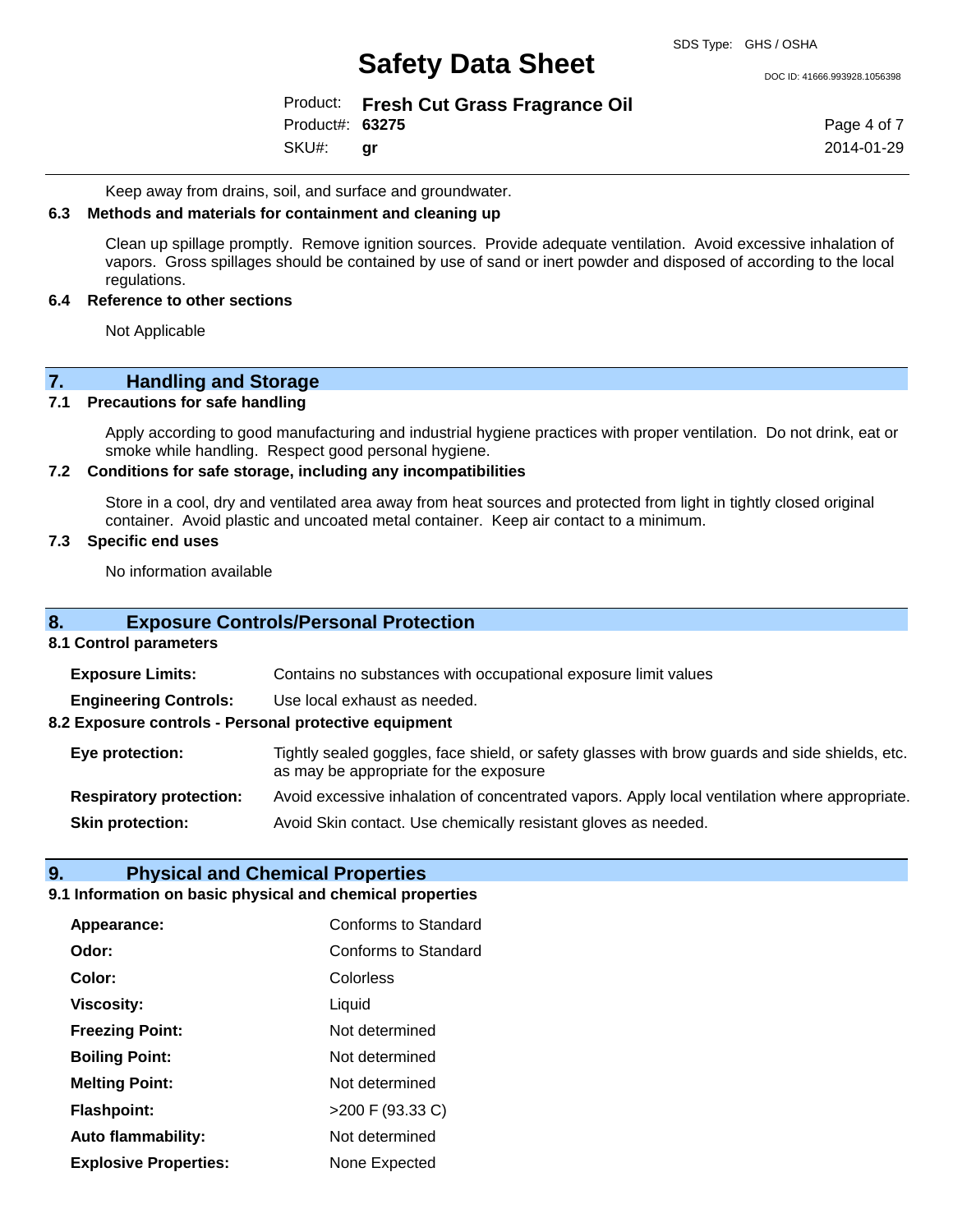Keep away from drains, soil, and surface and groundwater.

### 6.3 Methods and materials for containment and cleaning up

Clean up spillage promptly. Remove ignition sources. Provide adequate ventilation. Avoid excessive inhalation of vapors. Gross spillages should be contained by use of sand or inert powder and disposed of according to the local regulations.

### 6.4 Reference to other sections

Not Applicable

## 7. Handling and Storage

### 7.1 Precautions for safe handling

Apply according to good manufacturing and industrial hygiene practices with proper ventilation. Do not drink, eat or smoke while handling. Respect good personal hygiene.

### 7.2 Conditions for safe storage, including any incompatibilities

Store in a cool, dry and ventilated area away from heat sources and protected from light in tightly closed original container. Avoid plastic and uncoated metal container. Keep air contact to a minimum.

### 7.3 Specific end uses

No information available

## 8. Exposure Controls/Personal Protection

### 8.1 Control parameters

**Exposure Limits:** Contains no substances with occupational exposure limit values

**Engineering Controls:** Use local exhaust as needed.

### 8.2 Exposure controls - Personal protective equipment

**Eye protection:** Tightly sealed goggles, face shield, or safety glasses with brow guards and side shields, etc. as may be appropriate for the exposure

**Respiratory protection:** Avoid excessive inhalation of concentrated vapors. Apply local ventilation where appropriate.

**Skin protection:** Avoid Skin contact. Use chemically resistant gloves as needed.

## 9. Physical and Chemical Properties

### 9.1 Information on basic physical and chemical properties

| | |
|---|---|
| **Appearance:** | Conforms to Standard |
| **Odor:** | Conforms to Standard |
| **Color:** | Colorless |
| **Viscosity:** | Liquid |
| **Freezing Point:** | Not determined |
| **Boiling Point:** | Not determined |
| **Melting Point:** | Not determined |
| **Flashpoint:** | >200 F (93.33 C) |
| **Auto flammability:** | Not determined |
| **Explosive Properties:** | None Expected |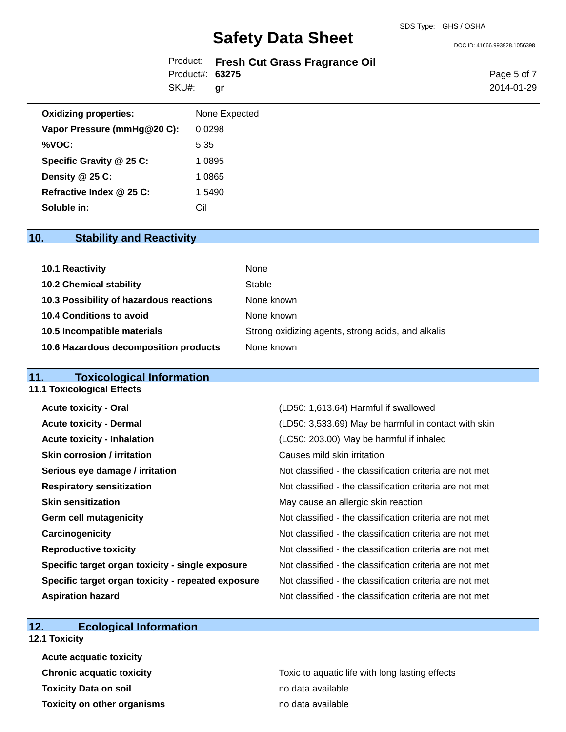| | |
|---|---|
| **Oxidizing properties:** | None Expected |
| **Vapor Pressure (mmHg@20 C):** | 0.0298 |
| **%VOC:** | 5.35 |
| **Specific Gravity @ 25 C:** | 1.0895 |
| **Density @ 25 C:** | 1.0865 |
| **Refractive Index @ 25 C:** | 1.5490 |
| **Soluble in:** | Oil |

## 10. Stability and Reactivity

| | |
|---|---|
| **10.1 Reactivity** | None |
| **10.2 Chemical stability** | Stable |
| **10.3 Possibility of hazardous reactions** | None known |
| **10.4 Conditions to avoid** | None known |
| **10.5 Incompatible materials** | Strong oxidizing agents, strong acids, and alkalis |
| **10.6 Hazardous decomposition products** | None known |

## 11. Toxicological Information

### 11.1 Toxicological Effects

| | |
|---|---|
| **Acute toxicity - Oral** | (LD50: 1,613.64) Harmful if swallowed |
| **Acute toxicity - Dermal** | (LD50: 3,533.69) May be harmful in contact with skin |
| **Acute toxicity - Inhalation** | (LC50: 203.00) May be harmful if inhaled |
| **Skin corrosion / irritation** | Causes mild skin irritation |
| **Serious eye damage / irritation** | Not classified - the classification criteria are not met |
| **Respiratory sensitization** | Not classified - the classification criteria are not met |
| **Skin sensitization** | May cause an allergic skin reaction |
| **Germ cell mutagenicity** | Not classified - the classification criteria are not met |
| **Carcinogenicity** | Not classified - the classification criteria are not met |
| **Reproductive toxicity** | Not classified - the classification criteria are not met |
| **Specific target organ toxicity - single exposure** | Not classified - the classification criteria are not met |
| **Specific target organ toxicity - repeated exposure** | Not classified - the classification criteria are not met |
| **Aspiration hazard** | Not classified - the classification criteria are not met |

## 12. Ecological Information

### 12.1 Toxicity

| | |
|---|---|
| **Acute acquatic toxicity** | |
| **Chronic acquatic toxicity** | Toxic to aquatic life with long lasting effects |
| **Toxicity Data on soil** | no data available |
| **Toxicity on other organisms** | no data available |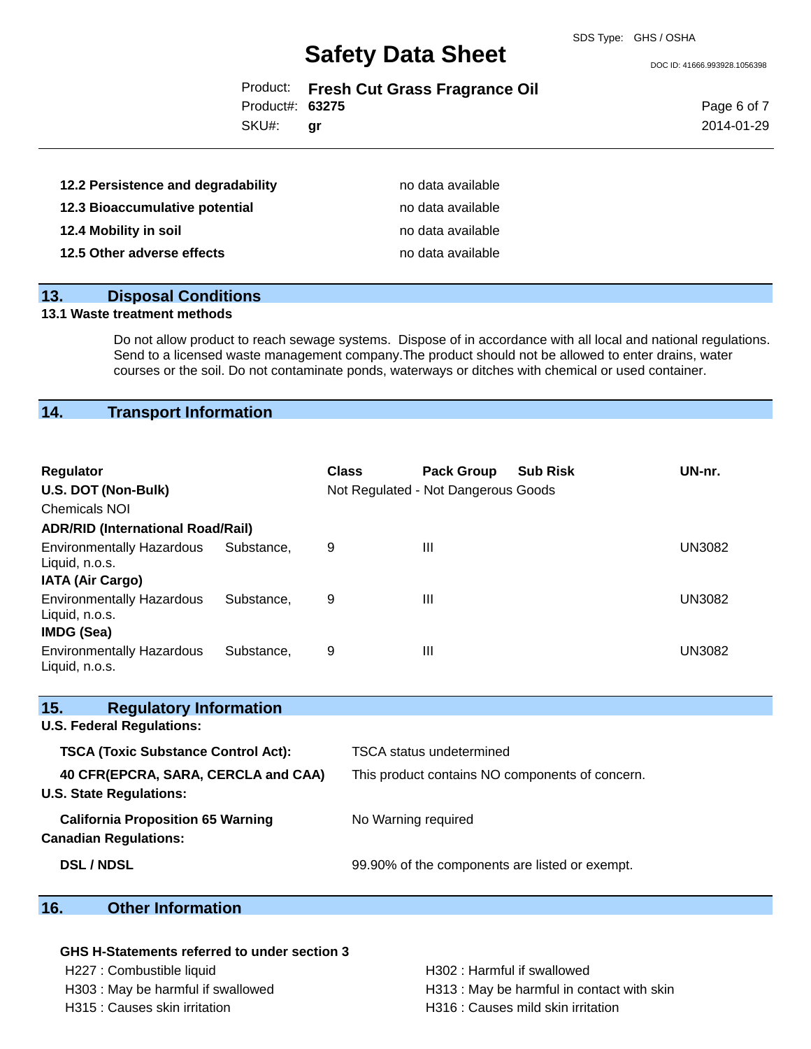| | |
|---|---|
| **12.2 Persistence and degradability** | no data available |
| **12.3 Bioaccumulative potential** | no data available |
| **12.4 Mobility in soil** | no data available |
| **12.5 Other adverse effects** | no data available |

## 13. Disposal Conditions

**13.1 Waste treatment methods**

Do not allow product to reach sewage systems. Dispose of in accordance with all local and national regulations. Send to a licensed waste management company.The product should not be allowed to enter drains, water courses or the soil. Do not contaminate ponds, waterways or ditches with chemical or used container.

## 14. Transport Information

| Regulator | Class | Pack Group | Sub Risk | UN-nr. |
|---|---|---|---|---|
| **U.S. DOT (Non-Bulk)** | Not Regulated - Not Dangerous Goods | | | |
| Chemicals NOI | | | | |
| **ADR/RID (International Road/Rail)** | | | | |
| Environmentally Hazardous Substance, Liquid, n.o.s. | 9 | III | | UN3082 |
| **IATA (Air Cargo)** | | | | |
| Environmentally Hazardous Substance, Liquid, n.o.s. | 9 | III | | UN3082 |
| **IMDG (Sea)** | | | | |
| Environmentally Hazardous Substance, Liquid, n.o.s. | 9 | III | | UN3082 |

## 15. Regulatory Information

**U.S. Federal Regulations:**

| | |
|---|---|
| **TSCA (Toxic Substance Control Act):** | TSCA status undetermined |
| **40 CFR(EPCRA, SARA, CERCLA and CAA)** | This product contains NO components of concern. |

**U.S. State Regulations:**

| | |
|---|---|
| **California Proposition 65 Warning** | No Warning required |

**Canadian Regulations:**

| | |
|---|---|
| **DSL / NDSL** | 99.90% of the components are listed or exempt. |

## 16. Other Information

**GHS H-Statements referred to under section 3**

H227 : Combustible liquid
H302 : Harmful if swallowed
H303 : May be harmful if swallowed
H313 : May be harmful in contact with skin
H315 : Causes skin irritation
H316 : Causes mild skin irritation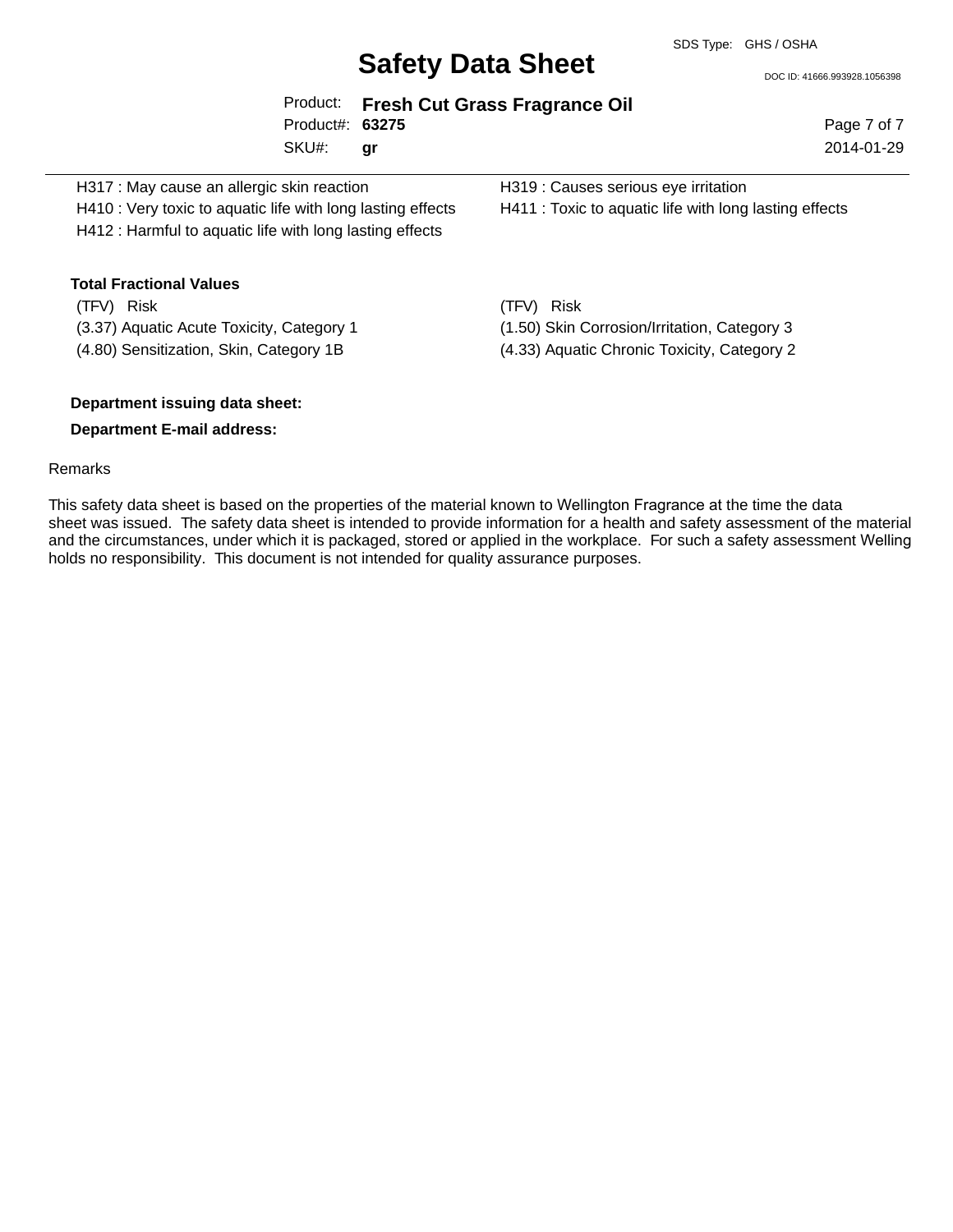H317 : May cause an allergic skin reaction

H319 : Causes serious eye irritation

H410 : Very toxic to aquatic life with long lasting effects

H411 : Toxic to aquatic life with long lasting effects

H412 : Harmful to aquatic life with long lasting effects

**Total Fractional Values**

| (TFV) Risk | (TFV) Risk |
|---|---|
| (3.37) Aquatic Acute Toxicity, Category 1 | (1.50) Skin Corrosion/Irritation, Category 3 |
| (4.80) Sensitization, Skin, Category 1B | (4.33) Aquatic Chronic Toxicity, Category 2 |

**Department issuing data sheet:**

**Department E-mail address:**

Remarks

This safety data sheet is based on the properties of the material known to Wellington Fragrance at the time the data sheet was issued. The safety data sheet is intended to provide information for a health and safety assessment of the material and the circumstances, under which it is packaged, stored or applied in the workplace. For such a safety assessment Welling holds no responsibility. This document is not intended for quality assurance purposes.